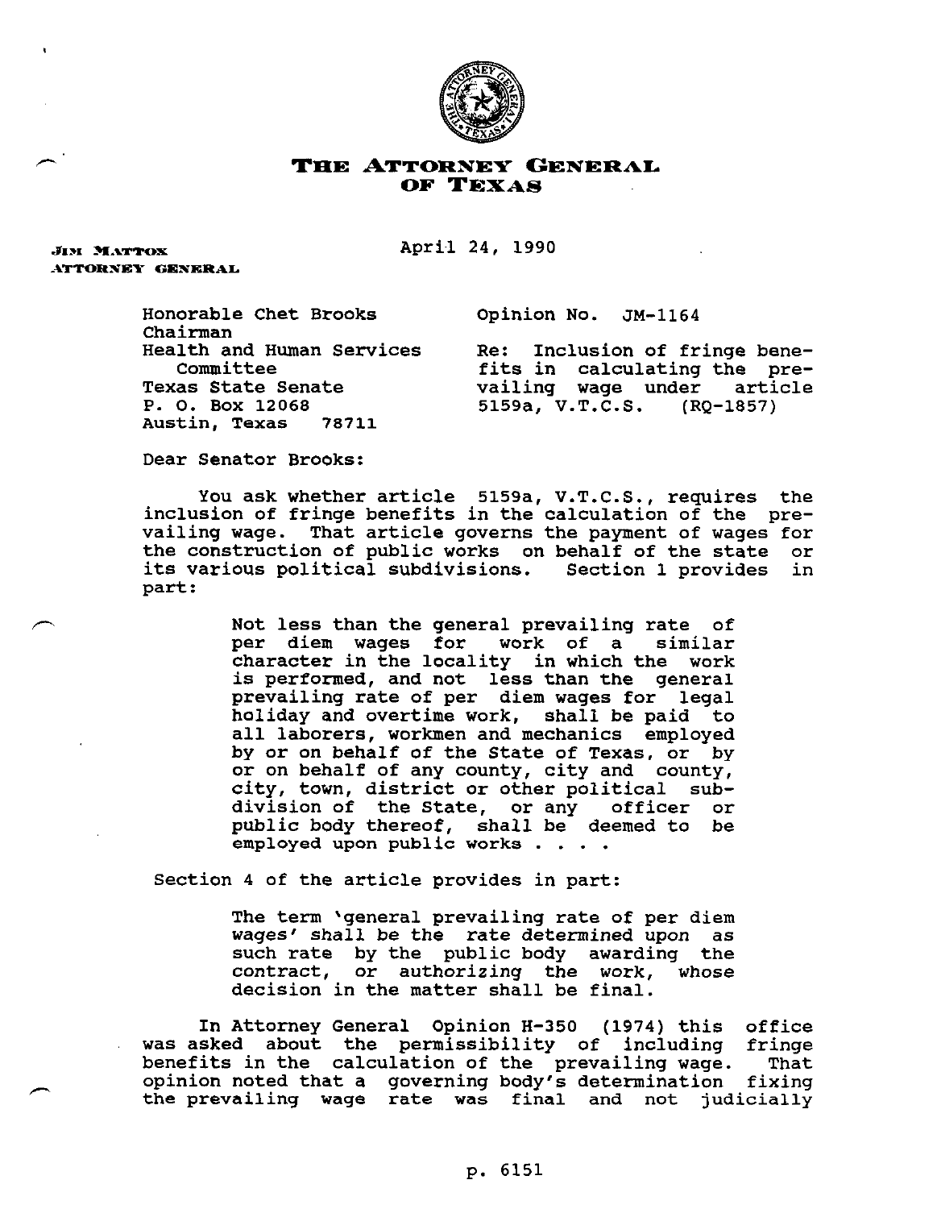# THE ATTORNEY GENERAL OF TEXAS

JIM MATTOX
ATTORNEY GENERAL

April 24, 1990

Honorable Chet Brooks
Chairman
Health and Human Services Committee
Texas State Senate
P. O. Box 12068
Austin, Texas 78711

Opinion No. JM-1164

Re: Inclusion of fringe benefits in calculating the prevailing wage under article 5159a, V.T.C.S. (RQ-1857)

Dear Senator Brooks:

You ask whether article 5159a, V.T.C.S., requires the inclusion of fringe benefits in the calculation of the prevailing wage. That article governs the payment of wages for the construction of public works on behalf of the state or its various political subdivisions. Section 1 provides in part:

> Not less than the general prevailing rate of per diem wages for work of a similar character in the locality in which the work is performed, and not less than the general prevailing rate of per diem wages for legal holiday and overtime work, shall be paid to all laborers, workmen and mechanics employed by or on behalf of the State of Texas, or by or on behalf of any county, city and county, city, town, district or other political subdivision of the State, or any officer or public body thereof, shall be deemed to be employed upon public works . . . .

Section 4 of the article provides in part:

> The term 'general prevailing rate of per diem wages' shall be the rate determined upon as such rate by the public body awarding the contract, or authorizing the work, whose decision in the matter shall be final.

In Attorney General Opinion H-350 (1974) this office was asked about the permissibility of including fringe benefits in the calculation of the prevailing wage. That opinion noted that a governing body's determination fixing the prevailing wage rate was final and not judicially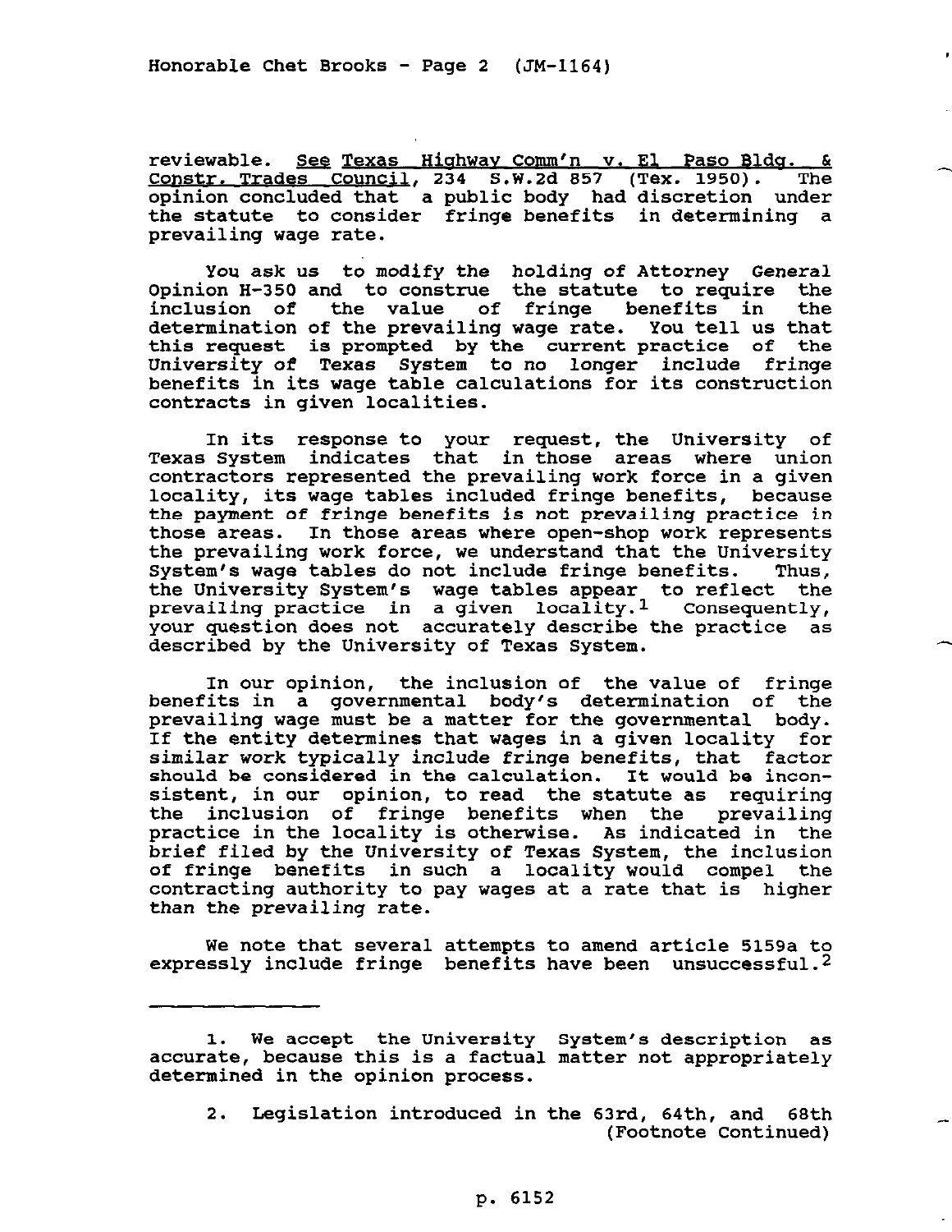reviewable. See Texas Highway Comm'n v. El Paso Bldg. & Constr. Trades Council, 234 S.W.2d 857 (Tex. 1950). The opinion concluded that a public body had discretion under the statute to consider fringe benefits in determining a prevailing wage rate.

You ask us to modify the holding of Attorney General Opinion H-350 and to construe the statute to require the inclusion of the value of fringe benefits in the determination of the prevailing wage rate. You tell us that this request is prompted by the current practice of the University of Texas System to no longer include fringe benefits in its wage table calculations for its construction contracts in given localities.

In its response to your request, the University of Texas System indicates that in those areas where union contractors represented the prevailing work force in a given locality, its wage tables included fringe benefits, because the payment of fringe benefits is not prevailing practice in those areas. In those areas where open-shop work represents the prevailing work force, we understand that the University System's wage tables do not include fringe benefits. Thus, the University System's wage tables appear to reflect the prevailing practice in a given locality.[1] Consequently, your question does not accurately describe the practice as described by the University of Texas System.

In our opinion, the inclusion of the value of fringe benefits in a governmental body's determination of the prevailing wage must be a matter for the governmental body. If the entity determines that wages in a given locality for similar work typically include fringe benefits, that factor should be considered in the calculation. It would be inconsistent, in our opinion, to read the statute as requiring the inclusion of fringe benefits when the prevailing practice in the locality is otherwise. As indicated in the brief filed by the University of Texas System, the inclusion of fringe benefits in such a locality would compel the contracting authority to pay wages at a rate that is higher than the prevailing rate.

We note that several attempts to amend article 5159a to expressly include fringe benefits have been unsuccessful.[2]

---

1. We accept the University System's description as accurate, because this is a factual matter not appropriately determined in the opinion process.

2. Legislation introduced in the 63rd, 64th, and 68th (Footnote Continued)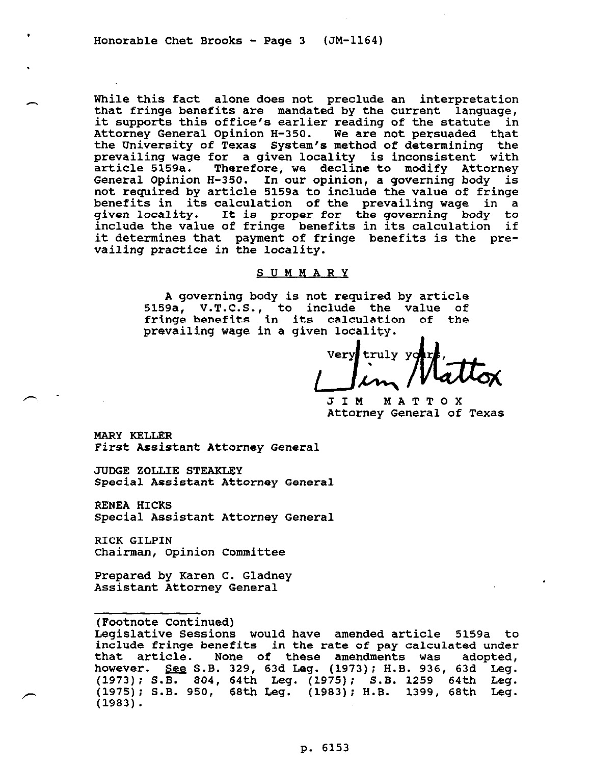While this fact alone does not preclude an interpretation that fringe benefits are mandated by the current language, it supports this office's earlier reading of the statute in Attorney General Opinion H-350. We are not persuaded that the University of Texas System's method of determining the prevailing wage for a given locality is inconsistent with article 5159a. Therefore, we decline to modify Attorney General Opinion H-350. In our opinion, a governing body is not required by article 5159a to include the value of fringe benefits in its calculation of the prevailing wage in a given locality. It is proper for the governing body to include the value of fringe benefits in its calculation if it determines that payment of fringe benefits is the prevailing practice in the locality.

## SUMMARY

A governing body is not required by article 5159a, V.T.C.S., to include the value of fringe benefits in its calculation of the prevailing wage in a given locality.

Very truly yours,

Jim Mattox

JIM MATTOX
Attorney General of Texas

MARY KELLER
First Assistant Attorney General

JUDGE ZOLLIE STEAKLEY
Special Assistant Attorney General

RENEA HICKS
Special Assistant Attorney General

RICK GILPIN
Chairman, Opinion Committee

Prepared by Karen C. Gladney
Assistant Attorney General

---

(Footnote Continued)
Legislative Sessions would have amended article 5159a to include fringe benefits in the rate of pay calculated under that article. None of these amendments was adopted, however. See S.B. 329, 63d Leg. (1973); H.B. 936, 63d Leg. (1973); S.B. 804, 64th Leg. (1975); S.B. 1259 64th Leg. (1975); S.B. 950, 68th Leg. (1983); H.B. 1399, 68th Leg. (1983).